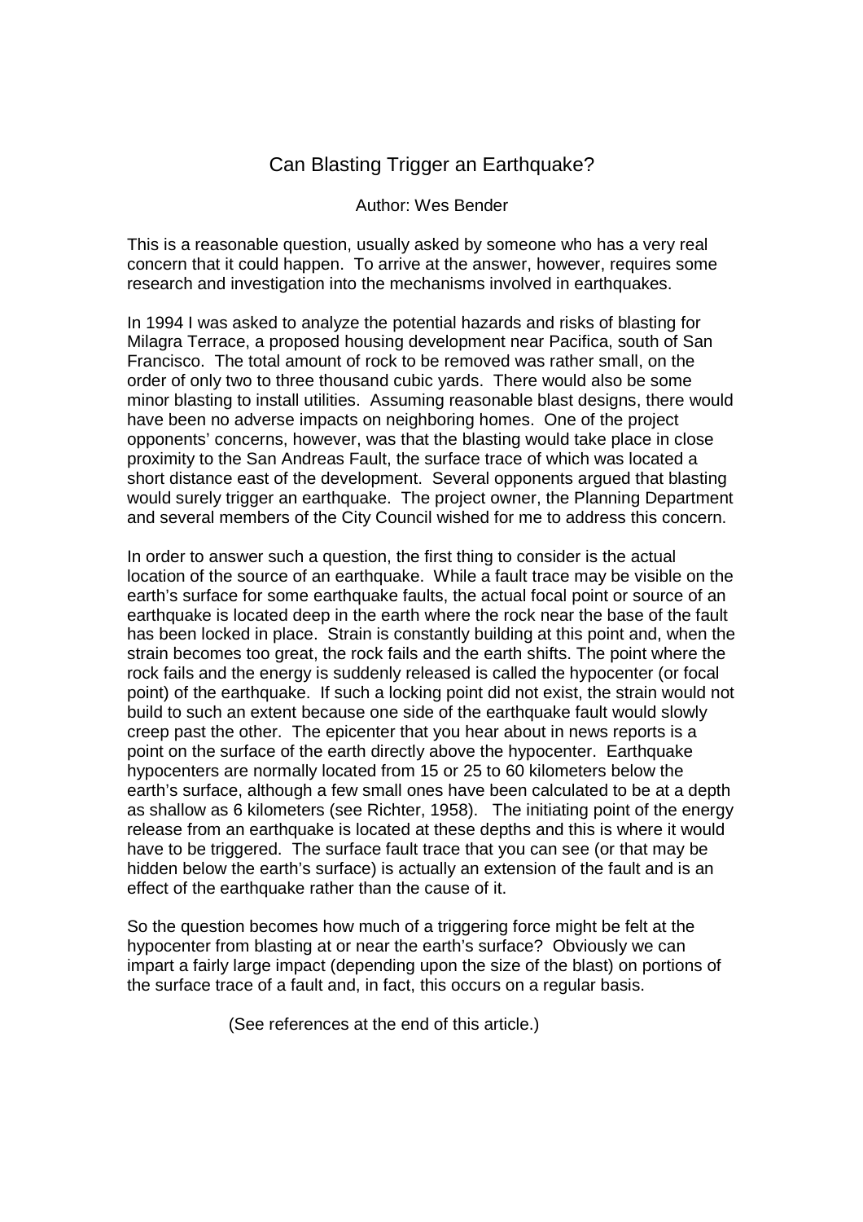# Can Blasting Trigger an Earthquake?

Author: Wes Bender

This is a reasonable question, usually asked by someone who has a very real concern that it could happen. To arrive at the answer, however, requires some research and investigation into the mechanisms involved in earthquakes.

In 1994 I was asked to analyze the potential hazards and risks of blasting for Milagra Terrace, a proposed housing development near Pacifica, south of San Francisco. The total amount of rock to be removed was rather small, on the order of only two to three thousand cubic yards. There would also be some minor blasting to install utilities. Assuming reasonable blast designs, there would have been no adverse impacts on neighboring homes. One of the project opponents' concerns, however, was that the blasting would take place in close proximity to the San Andreas Fault, the surface trace of which was located a short distance east of the development. Several opponents argued that blasting would surely trigger an earthquake. The project owner, the Planning Department and several members of the City Council wished for me to address this concern.

In order to answer such a question, the first thing to consider is the actual location of the source of an earthquake. While a fault trace may be visible on the earth's surface for some earthquake faults, the actual focal point or source of an earthquake is located deep in the earth where the rock near the base of the fault has been locked in place. Strain is constantly building at this point and, when the strain becomes too great, the rock fails and the earth shifts. The point where the rock fails and the energy is suddenly released is called the hypocenter (or focal point) of the earthquake. If such a locking point did not exist, the strain would not build to such an extent because one side of the earthquake fault would slowly creep past the other. The epicenter that you hear about in news reports is a point on the surface of the earth directly above the hypocenter. Earthquake hypocenters are normally located from 15 or 25 to 60 kilometers below the earth's surface, although a few small ones have been calculated to be at a depth as shallow as 6 kilometers (see Richter, 1958). The initiating point of the energy release from an earthquake is located at these depths and this is where it would have to be triggered. The surface fault trace that you can see (or that may be hidden below the earth's surface) is actually an extension of the fault and is an effect of the earthquake rather than the cause of it.

So the question becomes how much of a triggering force might be felt at the hypocenter from blasting at or near the earth's surface? Obviously we can impart a fairly large impact (depending upon the size of the blast) on portions of the surface trace of a fault and, in fact, this occurs on a regular basis.

(See references at the end of this article.)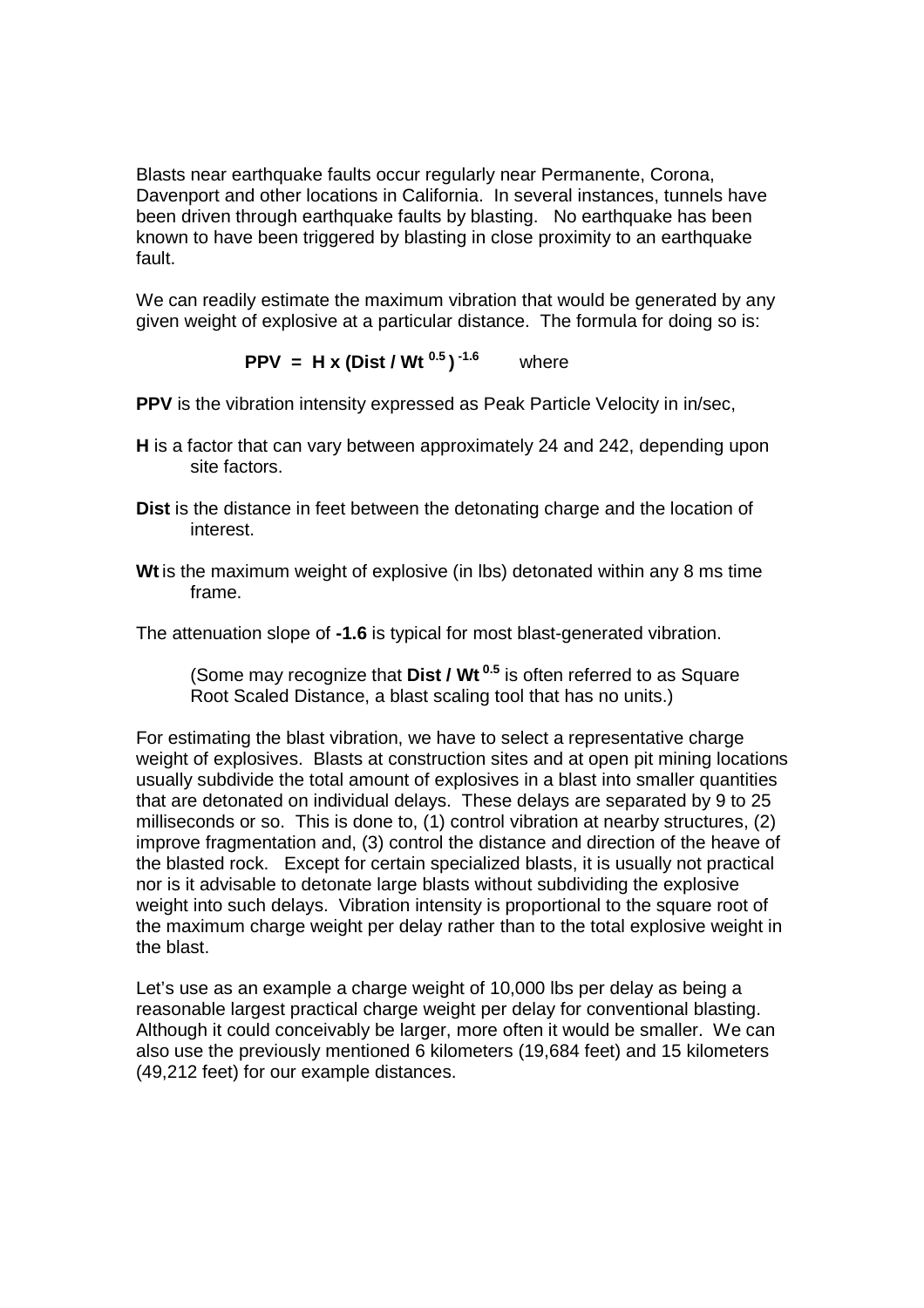Blasts near earthquake faults occur regularly near Permanente, Corona, Davenport and other locations in California. In several instances, tunnels have been driven through earthquake faults by blasting. No earthquake has been known to have been triggered by blasting in close proximity to an earthquake fault.

We can readily estimate the maximum vibration that would be generated by any given weight of explosive at a particular distance. The formula for doing so is:

$$\mathbf{PPV = H \times (Dist / Wt^{0.5})^{-1.6}} \quad \text{where}$$

**PPV** is the vibration intensity expressed as Peak Particle Velocity in in/sec,

**H** is a factor that can vary between approximately 24 and 242, depending upon site factors.

**Dist** is the distance in feet between the detonating charge and the location of interest.

**Wt** is the maximum weight of explosive (in lbs) detonated within any 8 ms time frame.

The attenuation slope of **-1.6** is typical for most blast-generated vibration.

> (Some may recognize that **$Dist / Wt^{0.5}$** is often referred to as Square Root Scaled Distance, a blast scaling tool that has no units.)

For estimating the blast vibration, we have to select a representative charge weight of explosives. Blasts at construction sites and at open pit mining locations usually subdivide the total amount of explosives in a blast into smaller quantities that are detonated on individual delays. These delays are separated by 9 to 25 milliseconds or so. This is done to, (1) control vibration at nearby structures, (2) improve fragmentation and, (3) control the distance and direction of the heave of the blasted rock. Except for certain specialized blasts, it is usually not practical nor is it advisable to detonate large blasts without subdividing the explosive weight into such delays. Vibration intensity is proportional to the square root of the maximum charge weight per delay rather than to the total explosive weight in the blast.

Let's use as an example a charge weight of 10,000 lbs per delay as being a reasonable largest practical charge weight per delay for conventional blasting. Although it could conceivably be larger, more often it would be smaller. We can also use the previously mentioned 6 kilometers (19,684 feet) and 15 kilometers (49,212 feet) for our example distances.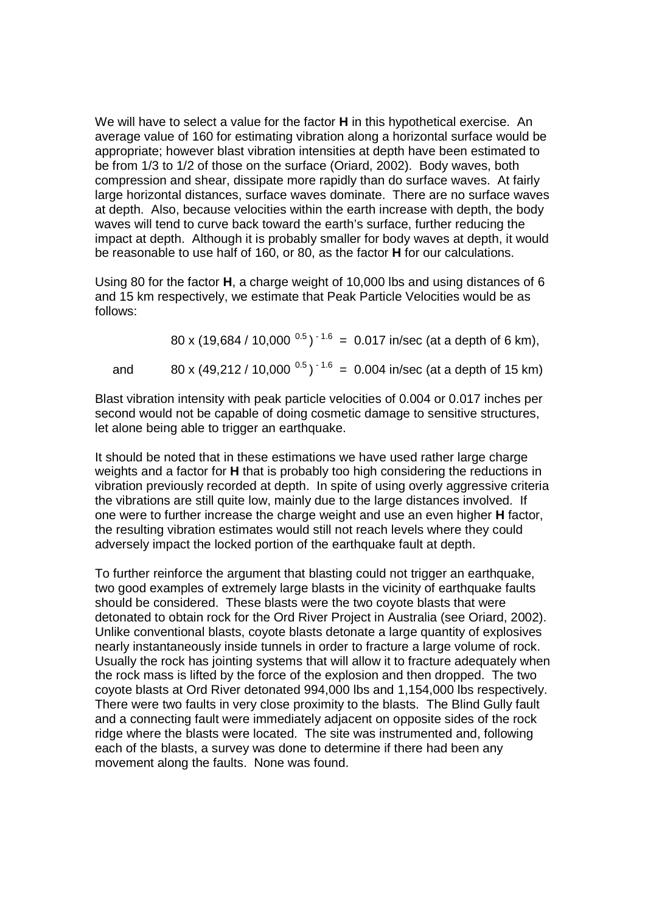We will have to select a value for the factor **H** in this hypothetical exercise. An average value of 160 for estimating vibration along a horizontal surface would be appropriate; however blast vibration intensities at depth have been estimated to be from 1/3 to 1/2 of those on the surface (Oriard, 2002). Body waves, both compression and shear, dissipate more rapidly than do surface waves. At fairly large horizontal distances, surface waves dominate. There are no surface waves at depth. Also, because velocities within the earth increase with depth, the body waves will tend to curve back toward the earth's surface, further reducing the impact at depth. Although it is probably smaller for body waves at depth, it would be reasonable to use half of 160, or 80, as the factor **H** for our calculations.

Using 80 for the factor **H**, a charge weight of 10,000 lbs and using distances of 6 and 15 km respectively, we estimate that Peak Particle Velocities would be as follows:

$$80 \times (19{,}684 / 10{,}000^{\,0.5})^{-1.6} = 0.017 \text{ in/sec (at a depth of 6 km)},$$

and

$$80 \times (49{,}212 / 10{,}000^{\,0.5})^{-1.6} = 0.004 \text{ in/sec (at a depth of 15 km)}$$

Blast vibration intensity with peak particle velocities of 0.004 or 0.017 inches per second would not be capable of doing cosmetic damage to sensitive structures, let alone being able to trigger an earthquake.

It should be noted that in these estimations we have used rather large charge weights and a factor for **H** that is probably too high considering the reductions in vibration previously recorded at depth. In spite of using overly aggressive criteria the vibrations are still quite low, mainly due to the large distances involved. If one were to further increase the charge weight and use an even higher **H** factor, the resulting vibration estimates would still not reach levels where they could adversely impact the locked portion of the earthquake fault at depth.

To further reinforce the argument that blasting could not trigger an earthquake, two good examples of extremely large blasts in the vicinity of earthquake faults should be considered. These blasts were the two coyote blasts that were detonated to obtain rock for the Ord River Project in Australia (see Oriard, 2002). Unlike conventional blasts, coyote blasts detonate a large quantity of explosives nearly instantaneously inside tunnels in order to fracture a large volume of rock. Usually the rock has jointing systems that will allow it to fracture adequately when the rock mass is lifted by the force of the explosion and then dropped. The two coyote blasts at Ord River detonated 994,000 lbs and 1,154,000 lbs respectively. There were two faults in very close proximity to the blasts. The Blind Gully fault and a connecting fault were immediately adjacent on opposite sides of the rock ridge where the blasts were located. The site was instrumented and, following each of the blasts, a survey was done to determine if there had been any movement along the faults. None was found.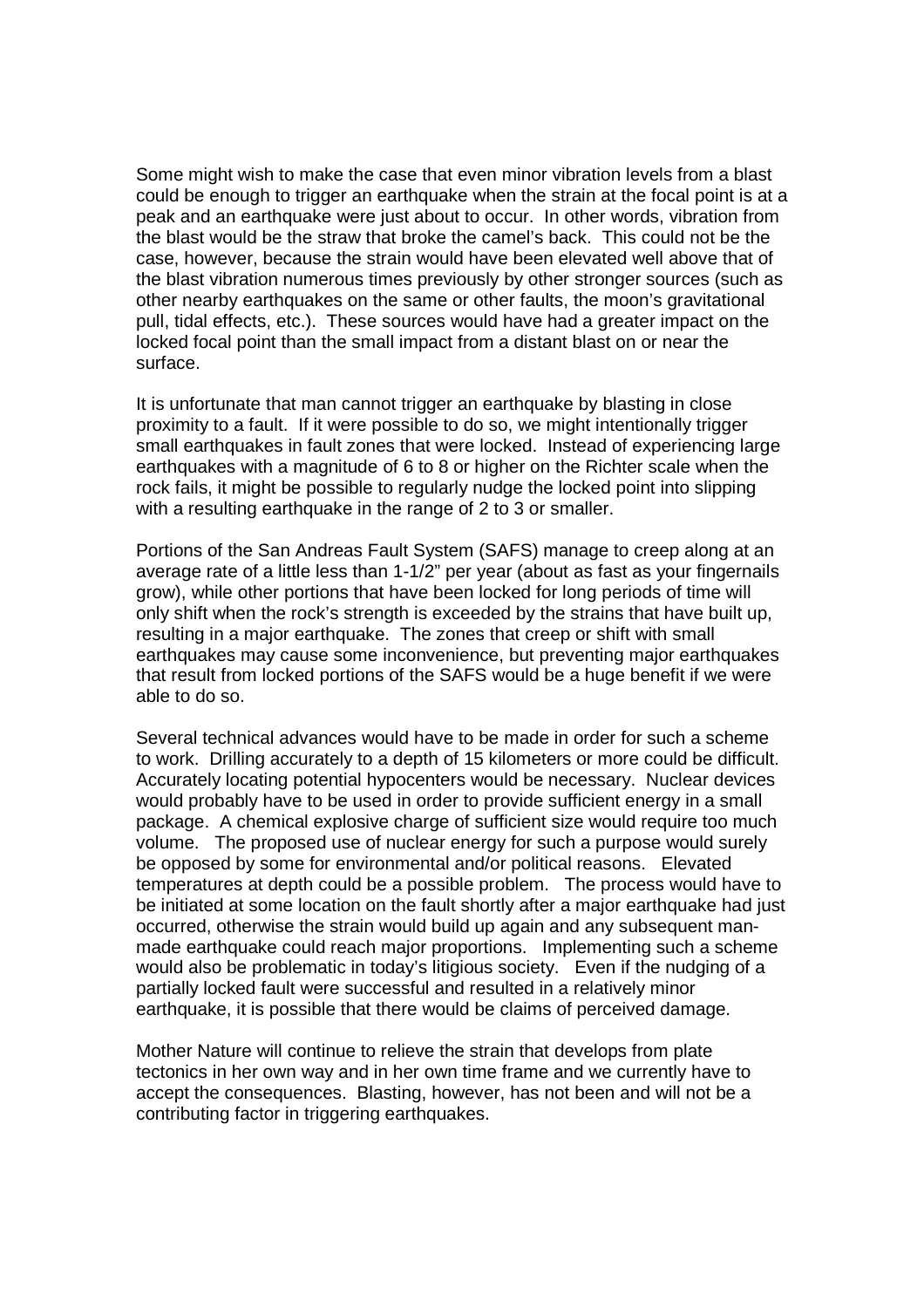Some might wish to make the case that even minor vibration levels from a blast could be enough to trigger an earthquake when the strain at the focal point is at a peak and an earthquake were just about to occur. In other words, vibration from the blast would be the straw that broke the camel's back. This could not be the case, however, because the strain would have been elevated well above that of the blast vibration numerous times previously by other stronger sources (such as other nearby earthquakes on the same or other faults, the moon's gravitational pull, tidal effects, etc.). These sources would have had a greater impact on the locked focal point than the small impact from a distant blast on or near the surface.

It is unfortunate that man cannot trigger an earthquake by blasting in close proximity to a fault. If it were possible to do so, we might intentionally trigger small earthquakes in fault zones that were locked. Instead of experiencing large earthquakes with a magnitude of 6 to 8 or higher on the Richter scale when the rock fails, it might be possible to regularly nudge the locked point into slipping with a resulting earthquake in the range of 2 to 3 or smaller.

Portions of the San Andreas Fault System (SAFS) manage to creep along at an average rate of a little less than 1-1/2" per year (about as fast as your fingernails grow), while other portions that have been locked for long periods of time will only shift when the rock's strength is exceeded by the strains that have built up, resulting in a major earthquake. The zones that creep or shift with small earthquakes may cause some inconvenience, but preventing major earthquakes that result from locked portions of the SAFS would be a huge benefit if we were able to do so.

Several technical advances would have to be made in order for such a scheme to work. Drilling accurately to a depth of 15 kilometers or more could be difficult. Accurately locating potential hypocenters would be necessary. Nuclear devices would probably have to be used in order to provide sufficient energy in a small package. A chemical explosive charge of sufficient size would require too much volume. The proposed use of nuclear energy for such a purpose would surely be opposed by some for environmental and/or political reasons. Elevated temperatures at depth could be a possible problem. The process would have to be initiated at some location on the fault shortly after a major earthquake had just occurred, otherwise the strain would build up again and any subsequent man-made earthquake could reach major proportions. Implementing such a scheme would also be problematic in today's litigious society. Even if the nudging of a partially locked fault were successful and resulted in a relatively minor earthquake, it is possible that there would be claims of perceived damage.

Mother Nature will continue to relieve the strain that develops from plate tectonics in her own way and in her own time frame and we currently have to accept the consequences. Blasting, however, has not been and will not be a contributing factor in triggering earthquakes.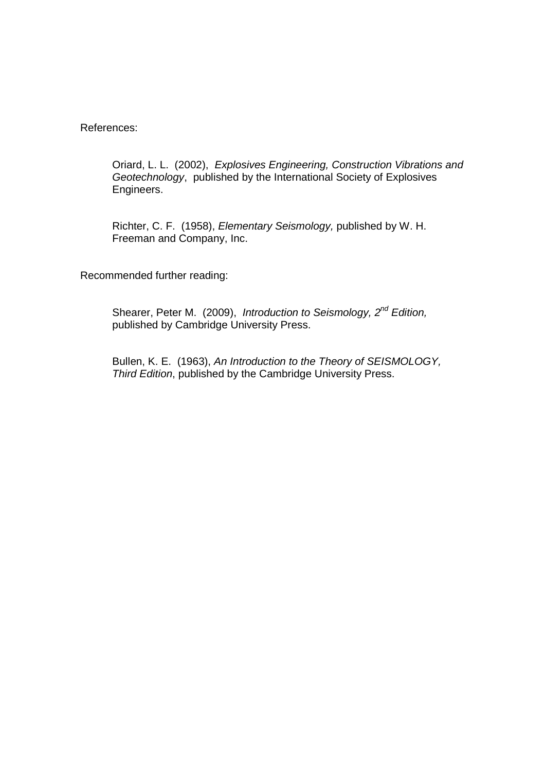References:

Oriard, L. L. (2002), *Explosives Engineering, Construction Vibrations and Geotechnology*, published by the International Society of Explosives Engineers.

Richter, C. F. (1958), *Elementary Seismology,* published by W. H. Freeman and Company, Inc.

Recommended further reading:

Shearer, Peter M. (2009), *Introduction to Seismology, 2nd Edition,* published by Cambridge University Press.

Bullen, K. E. (1963), *An Introduction to the Theory of SEISMOLOGY, Third Edition*, published by the Cambridge University Press.